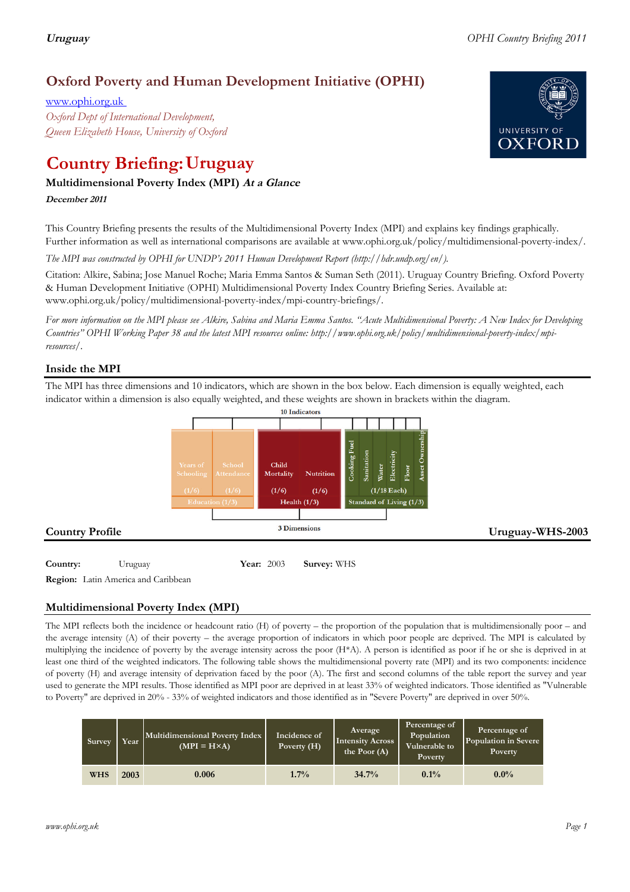# Oxford Poverty and Human Development Initiative (OPHI)

www.ophi.org.uk

*Oxford Dept of International Development,*
*Queen Elizabeth House, University of Oxford*

# Country Briefing: Uruguay

### Multidimensional Poverty Index (MPI) *At a Glance*

***December 2011***

This Country Briefing presents the results of the Multidimensional Poverty Index (MPI) and explains key findings graphically. Further information as well as international comparisons are available at www.ophi.org.uk/policy/multidimensional-poverty-index/.

*The MPI was constructed by OPHI for UNDP's 2011 Human Development Report (http://hdr.undp.org/en/).*

Citation: Alkire, Sabina; Jose Manuel Roche; Maria Emma Santos & Suman Seth (2011). Uruguay Country Briefing. Oxford Poverty & Human Development Initiative (OPHI) Multidimensional Poverty Index Country Briefing Series. Available at: www.ophi.org.uk/policy/multidimensional-poverty-index/mpi-country-briefings/.

*For more information on the MPI please see Alkire, Sabina and Maria Emma Santos. "Acute Multidimensional Poverty: A New Index for Developing Countries" OPHI Working Paper 38 and the latest MPI resources online: http://www.ophi.org.uk/policy/multidimensional-poverty-index/mpi-resources/.*

## Inside the MPI

The MPI has three dimensions and 10 indicators, which are shown in the box below. Each dimension is equally weighted, each indicator within a dimension is also equally weighted, and these weights are shown in brackets within the diagram.

10 Indicators

| Education (1/3) | | Health (1/3) | | Standard of Living (1/3) |
|---|---|---|---|---|
| Years of Schooling (1/6) | School Attendance (1/6) | Child Mortality (1/6) | Nutrition (1/6) | Cooking Fuel, Sanitation, Water, Electricity, Floor, Asset Ownership (1/18 Each) |

3 Dimensions

## Country Profile

**Uruguay-WHS-2003**

**Country:** Uruguay **Year:** 2003 **Survey:** WHS

**Region:** Latin America and Caribbean

## Multidimensional Poverty Index (MPI)

The MPI reflects both the incidence or headcount ratio (H) of poverty – the proportion of the population that is multidimensionally poor – and the average intensity (A) of their poverty – the average proportion of indicators in which poor people are deprived. The MPI is calculated by multiplying the incidence of poverty by the average intensity across the poor (H*A). A person is identified as poor if he or she is deprived in at least one third of the weighted indicators. The following table shows the multidimensional poverty rate (MPI) and its two components: incidence of poverty (H) and average intensity of deprivation faced by the poor (A). The first and second columns of the table report the survey and year used to generate the MPI results. Those identified as MPI poor are deprived in at least 33% of weighted indicators. Those identified as "Vulnerable to Poverty" are deprived in 20% - 33% of weighted indicators and those identified as in "Severe Poverty" are deprived in over 50%.

| Survey | Year | Multidimensional Poverty Index (MPI = H×A) | Incidence of Poverty (H) | Average Intensity Across the Poor (A) | Percentage of Population Vulnerable to Poverty | Percentage of Population in Severe Poverty |
|---|---|---|---|---|---|---|
| WHS | 2003 | 0.006 | 1.7% | 34.7% | 0.1% | 0.0% |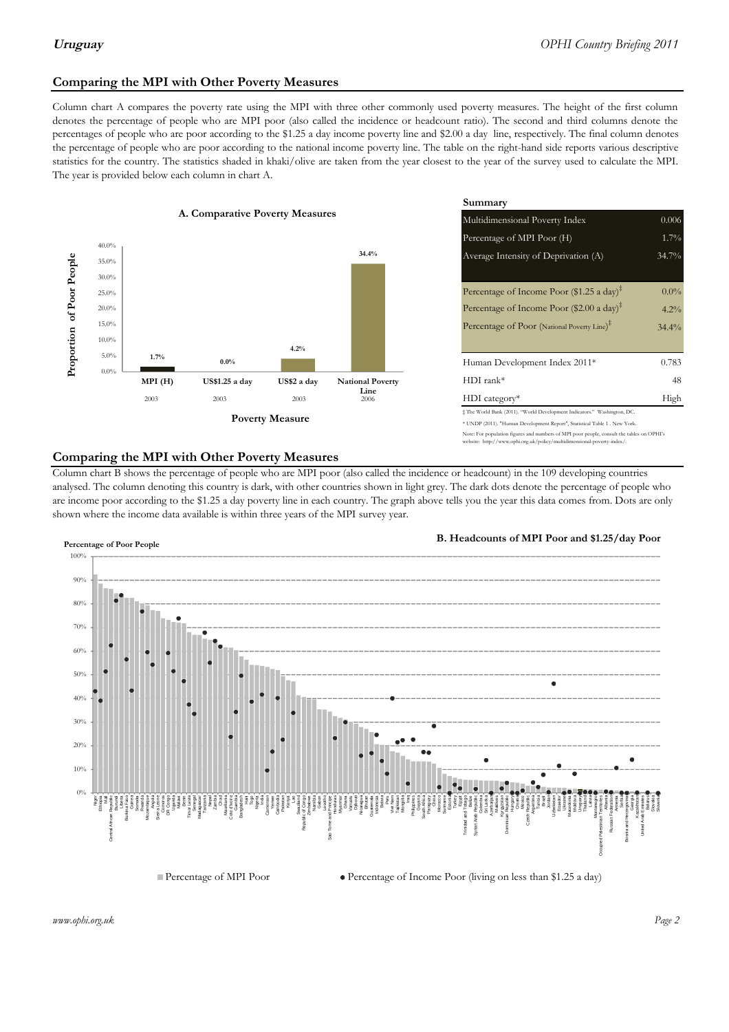## Comparing the MPI with Other Poverty Measures

Column chart A compares the poverty rate using the MPI with three other commonly used poverty measures. The height of the first column denotes the percentage of people who are MPI poor (also called the incidence or headcount ratio). The second and third columns denote the percentages of people who are poor according to the $1.25 a day income poverty line and $2.00 a day line, respectively. The final column denotes the percentage of people who are poor according to the national income poverty line. The table on the right-hand side reports various descriptive statistics for the country. The statistics shaded in khaki/olive are taken from the year closest to the year of the survey used to calculate the MPI. The year is provided below each column in chart A.

**A. Comparative Poverty Measures**

| Poverty Measure | Proportion of Poor People | Year |
|---|---|---|
| MPI (H) | 1.7% | 2003 |
| US$1.25 a day | 0.0% | 2003 |
| US$2 a day | 4.2% | 2003 |
| National Poverty Line | 34.4% | 2006 |

**Summary**

| | |
|---|---|
| Multidimensional Poverty Index | 0.006 |
| Percentage of MPI Poor (H) | 1.7% |
| Average Intensity of Deprivation (A) | 34.7% |
| Percentage of Income Poor ($1.25 a day)‡ | 0.0% |
| Percentage of Income Poor ($2.00 a day)‡ | 4.2% |
| Percentage of Poor (National Poverty Line)‡ | 34.4% |
| Human Development Index 2011* | 0.783 |
| HDI rank* | 48 |
| HDI category* | High |

‡ The World Bank (2011). "World Development Indicators." Washington, DC.

* UNDP (2011). "Human Development Report", Statistical Table 1 . New York.

Note: For population figures and numbers of MPI poor people, consult the tables on OPHI's website: http://www.ophi.org.uk/policy/multidimensional-poverty-index/.

## Comparing the MPI with Other Poverty Measures

Column chart B shows the percentage of people who are MPI poor (also called the incidence or headcount) in the 109 developing countries analysed. The column denoting this country is dark, with other countries shown in light grey. The dark dots denote the percentage of people who are income poor according to the $1.25 a day poverty line in each country. The graph above tells you the year this data comes from. Dots are only shown where the income data available is within three years of the MPI survey year.

**B. Headcounts of MPI Poor and $1.25/day Poor**

Percentage of Poor People

■ Percentage of MPI Poor ● Percentage of Income Poor (living on less than $1.25 a day)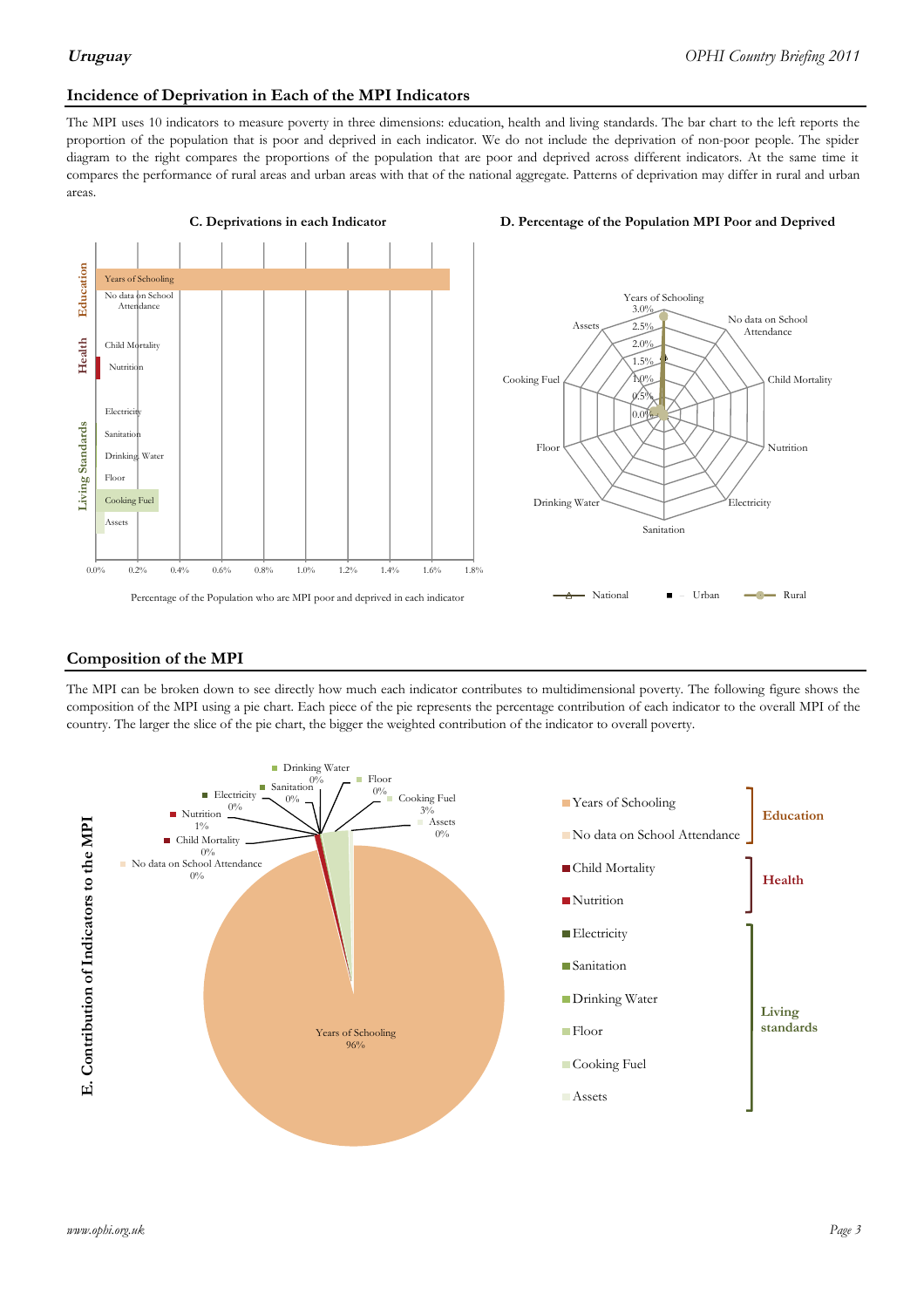## Incidence of Deprivation in Each of the MPI Indicators

The MPI uses 10 indicators to measure poverty in three dimensions: education, health and living standards. The bar chart to the left reports the proportion of the population that is poor and deprived in each indicator. We do not include the deprivation of non-poor people. The spider diagram to the right compares the proportions of the population that are poor and deprived across different indicators. At the same time it compares the performance of rural areas and urban areas with that of the national aggregate. Patterns of deprivation may differ in rural and urban areas.

**C. Deprivations in each Indicator**

**D. Percentage of the Population MPI Poor and Deprived**

## Composition of the MPI

The MPI can be broken down to see directly how much each indicator contributes to multidimensional poverty. The following figure shows the composition of the MPI using a pie chart. Each piece of the pie represents the percentage contribution of each indicator to the overall MPI of the country. The larger the slice of the pie chart, the bigger the weighted contribution of the indicator to overall poverty.

**E. Contribution of Indicators to the MPI**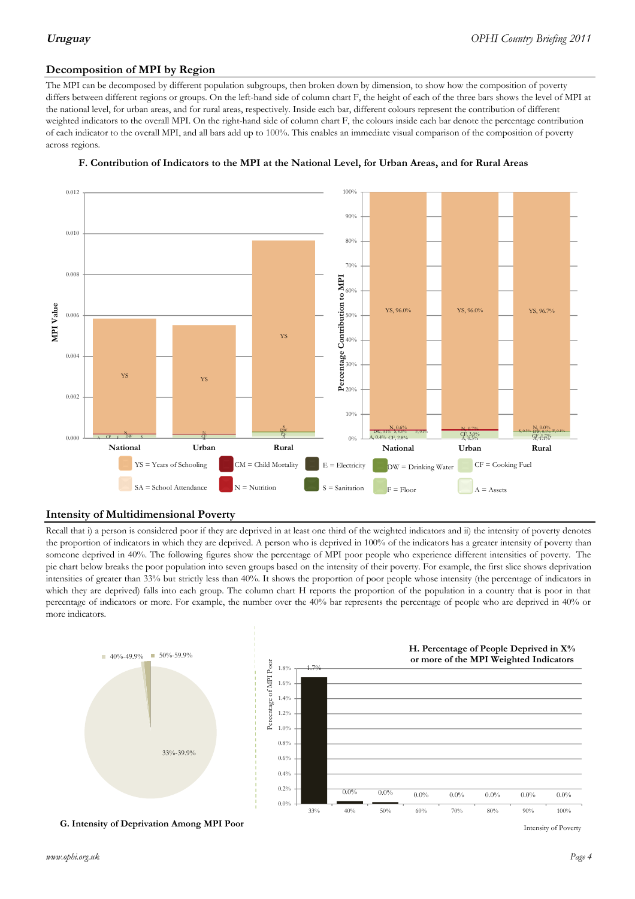## Decomposition of MPI by Region

The MPI can be decomposed by different population subgroups, then broken down by dimension, to show how the composition of poverty differs between different regions or groups. On the left-hand side of column chart F, the height of each of the three bars shows the level of MPI at the national level, for urban areas, and for rural areas, respectively. Inside each bar, different colours represent the contribution of different weighted indicators to the overall MPI. On the right-hand side of column chart F, the colours inside each bar denote the percentage contribution of each indicator to the overall MPI, and all bars add up to 100%. This enables an immediate visual comparison of the composition of poverty across regions.

**F. Contribution of Indicators to the MPI at the National Level, for Urban Areas, and for Rural Areas**

MPI Value
0.012
0.010
0.008
0.006
0.004
0.002
0.000

YS
YS
YS
N
CF
A
E
DW
S
S
DW
CF
A

National
Urban
Rural

Percentage Contribution to MPI
100%
90%
80%
70%
60%
50%
40%
30%
20%
10%
0%

YS, 96.0%
YS, 96.0%
YS, 96.7%
N, 0.6%
DW, 0.1%
S, 0.0%
F, 0.1%
A, 0.4%
CF, 2.8%
N, 0.7%
CF, 3.0%
A, 0.3%
N, 0.0%
S, 0.3%
DW, 0.1%
F, 0.4%
CF, 1.7%
A, 1.1%

National
Urban
Rural

YS = Years of Schooling
CM = Child Mortality
E = Electricity
DW = Drinking Water
CF = Cooking Fuel
SA = School Attendance
N = Nutrition
S = Sanitation
F = Floor
A = Assets

## Intensity of Multidimensional Poverty

Recall that i) a person is considered poor if they are deprived in at least one third of the weighted indicators and ii) the intensity of poverty denotes the proportion of indicators in which they are deprived. A person who is deprived in 100% of the indicators has a greater intensity of poverty than someone deprived in 40%. The following figures show the percentage of MPI poor people who experience different intensities of poverty. The pie chart below breaks the poor population into seven groups based on the intensity of their poverty. For example, the first slice shows deprivation intensities of greater than 33% but strictly less than 40%. It shows the proportion of poor people whose intensity (the percentage of indicators in which they are deprived) falls into each group. The column chart H reports the proportion of the population in a country that is poor in that percentage of indicators or more. For example, the number over the 40% bar represents the percentage of people who are deprived in 40% or more indicators.

40%-49.9%
50%-59.9%
33%-39.9%

**G. Intensity of Deprivation Among MPI Poor**

**H. Percentage of People Deprived in X% or more of the MPI Weighted Indicators**

Percentage of MPI Poor
1.8%
1.6%
1.4%
1.2%
1.0%
0.8%
0.6%
0.4%
0.2%
0.0%

1.7%
0.0%
0.0%
0.0%
0.0%
0.0%
0.0%
0.0%

33%
40%
50%
60%
70%
80%
90%
100%

Intensity of Poverty